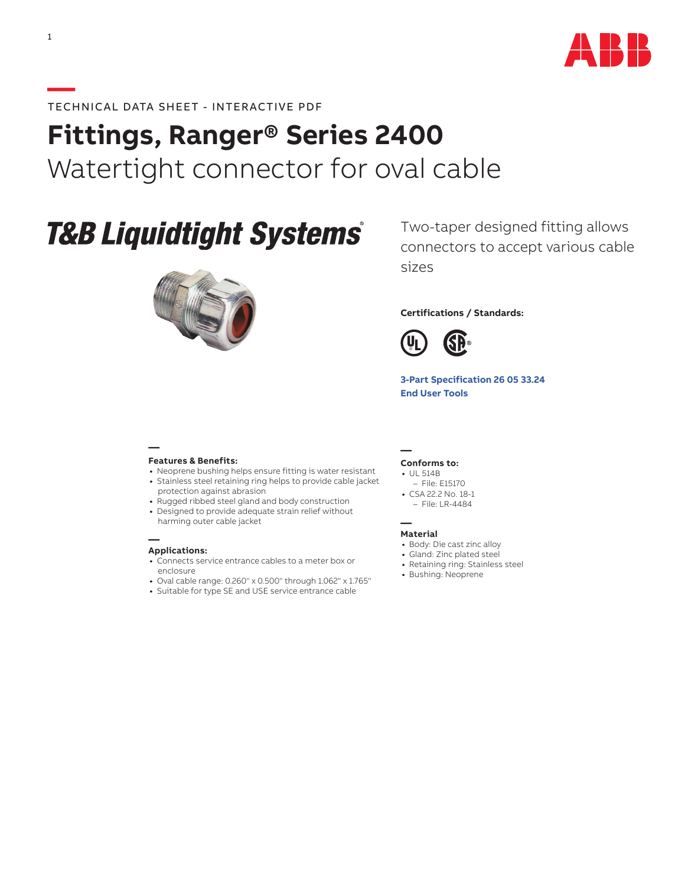TECHNICAL DATA SHEET - INTERACTIVE PDF

# Fittings, Ranger® Series 2400

## Watertight connector for oval cable

T&B Liquidtight Systems®

Two-taper designed fitting allows connectors to accept various cable sizes

**Certifications / Standards:**

**3-Part Specification 26 05 33.24**

**End User Tools**

### Features & Benefits:

- Neoprene bushing helps ensure fitting is water resistant
- Stainless steel retaining ring helps to provide cable jacket protection against abrasion
- Rugged ribbed steel gland and body construction
- Designed to provide adequate strain relief without harming outer cable jacket

### Applications:

- Connects service entrance cables to a meter box or enclosure
- Oval cable range: 0.260" x 0.500" through 1.062" x 1.765"
- Suitable for type SE and USE service entrance cable

### Conforms to:

- UL 514B
  - File: E15170
- CSA 22.2 No. 18-1
  - File: LR-4484

### Material

- Body: Die cast zinc alloy
- Gland: Zinc plated steel
- Retaining ring: Stainless steel
- Bushing: Neoprene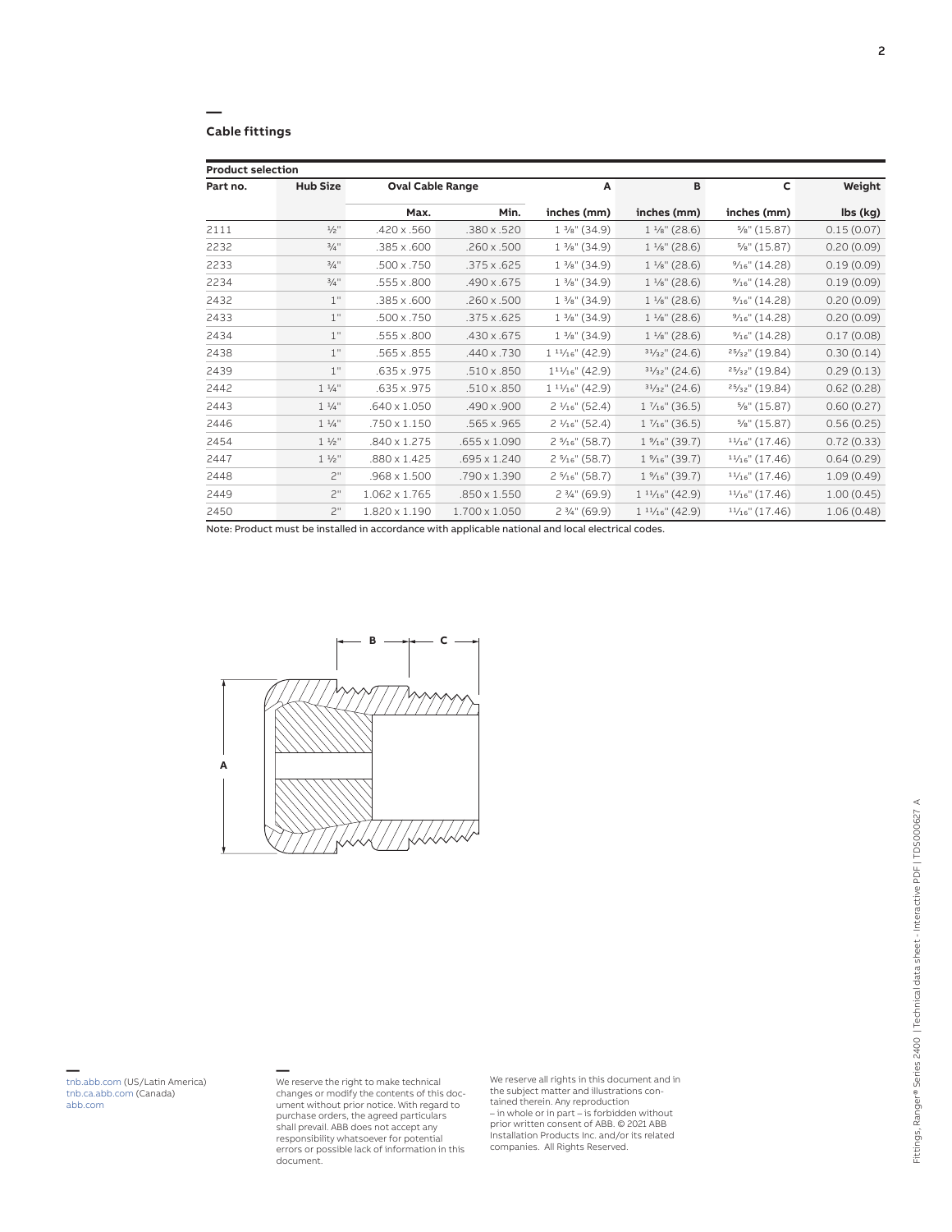## Cable fittings

**Product selection**

| Part no. | Hub Size | Oval Cable Range | | A | B | C | Weight |
|---|---|---|---|---|---|---|---|
| | | Max. | Min. | inches (mm) | inches (mm) | inches (mm) | lbs (kg) |
| 2111 | ½" | .420 x .560 | .380 x .520 | 1 ⅜" (34.9) | 1 ⅛" (28.6) | ⅝" (15.87) | 0.15 (0.07) |
| 2232 | ¾" | .385 x .600 | .260 x .500 | 1 ⅜" (34.9) | 1 ⅛" (28.6) | ⅝" (15.87) | 0.20 (0.09) |
| 2233 | ¾" | .500 x .750 | .375 x .625 | 1 ⅜" (34.9) | 1 ⅛" (28.6) | 9/16" (14.28) | 0.19 (0.09) |
| 2234 | ¾" | .555 x .800 | .490 x .675 | 1 ⅜" (34.9) | 1 ⅛" (28.6) | 9/16" (14.28) | 0.19 (0.09) |
| 2432 | 1" | .385 x .600 | .260 x .500 | 1 ⅜" (34.9) | 1 ⅛" (28.6) | 9/16" (14.28) | 0.20 (0.09) |
| 2433 | 1" | .500 x .750 | .375 x .625 | 1 ⅜" (34.9) | 1 ⅛" (28.6) | 9/16" (14.28) | 0.20 (0.09) |
| 2434 | 1" | .555 x .800 | .430 x .675 | 1 ⅜" (34.9) | 1 ⅛" (28.6) | 9/16" (14.28) | 0.17 (0.08) |
| 2438 | 1" | .565 x .855 | .440 x .730 | 1 11/16" (42.9) | 31/32" (24.6) | 25/32" (19.84) | 0.30 (0.14) |
| 2439 | 1" | .635 x .975 | .510 x .850 | 1 11/16" (42.9) | 31/32" (24.6) | 25/32" (19.84) | 0.29 (0.13) |
| 2442 | 1 ¼" | .635 x .975 | .510 x .850 | 1 11/16" (42.9) | 31/32" (24.6) | 25/32" (19.84) | 0.62 (0.28) |
| 2443 | 1 ¼" | .640 x 1.050 | .490 x .900 | 2 1/16" (52.4) | 1 7/16" (36.5) | ⅝" (15.87) | 0.60 (0.27) |
| 2446 | 1 ¼" | .750 x 1.150 | .565 x .965 | 2 1/16" (52.4) | 1 7/16" (36.5) | ⅝" (15.87) | 0.56 (0.25) |
| 2454 | 1 ½" | .840 x 1.275 | .655 x 1.090 | 2 5/16" (58.7) | 1 9/16" (39.7) | 11/16" (17.46) | 0.72 (0.33) |
| 2447 | 1 ½" | .880 x 1.425 | .695 x 1.240 | 2 5/16" (58.7) | 1 9/16" (39.7) | 11/16" (17.46) | 0.64 (0.29) |
| 2448 | 2" | .968 x 1.500 | .790 x 1.390 | 2 5/16" (58.7) | 1 9/16" (39.7) | 11/16" (17.46) | 1.09 (0.49) |
| 2449 | 2" | 1.062 x 1.765 | .850 x 1.550 | 2 ¾" (69.9) | 1 11/16" (42.9) | 11/16" (17.46) | 1.00 (0.45) |
| 2450 | 2" | 1.820 x 1.190 | 1.700 x 1.050 | 2 ¾" (69.9) | 1 11/16" (42.9) | 11/16" (17.46) | 1.06 (0.48) |

Note: Product must be installed in accordance with applicable national and local electrical codes.

B
C
A

tnb.abb.com (US/Latin America)
tnb.ca.abb.com (Canada)
abb.com

We reserve the right to make technical changes or modify the contents of this document without prior notice. With regard to purchase orders, the agreed particulars shall prevail. ABB does not accept any responsibility whatsoever for potential errors or possible lack of information in this document.

We reserve all rights in this document and in the subject matter and illustrations contained therein. Any reproduction – in whole or in part – is forbidden without prior written consent of ABB. © 2021 ABB Installation Products Inc. and/or its related companies. All Rights Reserved.